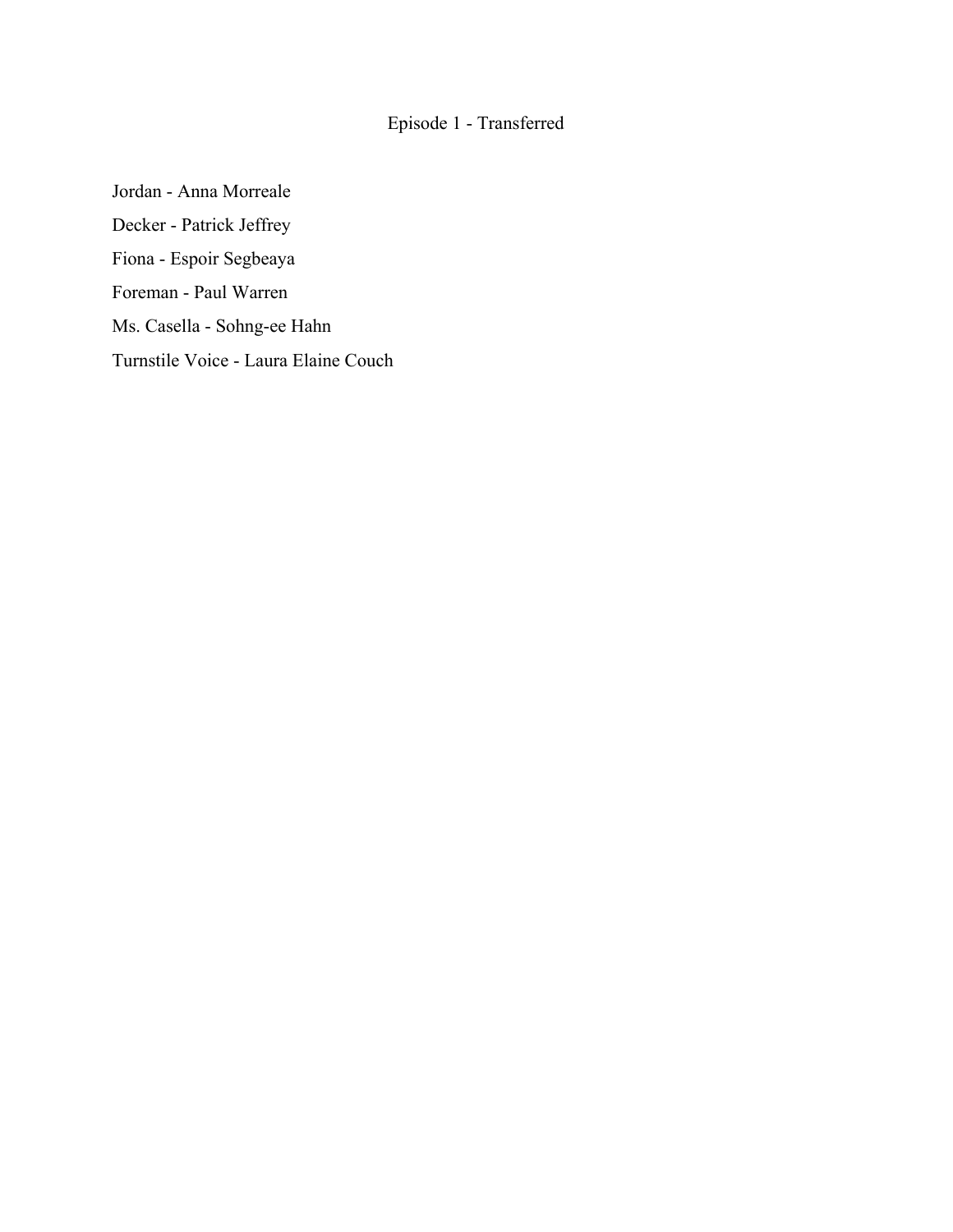# Episode 1 - Transferred

Jordan - Anna Morreale

Decker - Patrick Jeffrey

Fiona - Espoir Segbeaya

Foreman - Paul Warren

Ms. Casella - Sohng-ee Hahn

Turnstile Voice - Laura Elaine Couch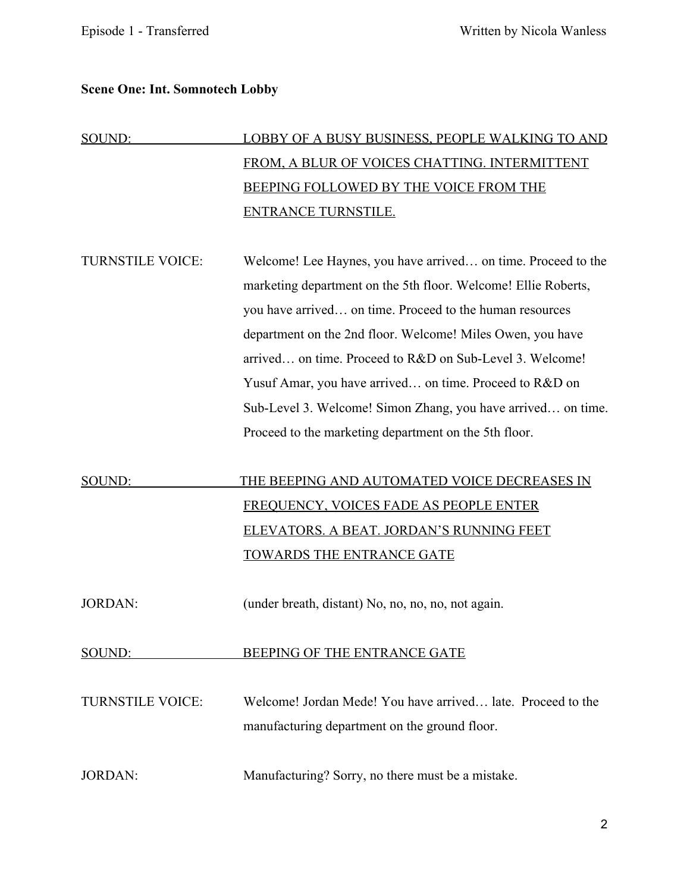**Scene One: Int. Somnotech Lobby**

SOUND: LOBBY OF A BUSY BUSINESS, PEOPLE WALKING TO AND FROM, A BLUR OF VOICES CHATTING. INTERMITTENT BEEPING FOLLOWED BY THE VOICE FROM THE ENTRANCE TURNSTILE.

TURNSTILE VOICE: Welcome! Lee Haynes, you have arrived… on time. Proceed to the marketing department on the 5th floor. Welcome! Ellie Roberts, you have arrived… on time. Proceed to the human resources department on the 2nd floor. Welcome! Miles Owen, you have arrived… on time. Proceed to R&D on Sub-Level 3. Welcome! Yusuf Amar, you have arrived… on time. Proceed to R&D on Sub-Level 3. Welcome! Simon Zhang, you have arrived… on time. Proceed to the marketing department on the 5th floor.

SOUND: THE BEEPING AND AUTOMATED VOICE DECREASES IN FREQUENCY, VOICES FADE AS PEOPLE ENTER ELEVATORS. A BEAT. JORDAN'S RUNNING FEET TOWARDS THE ENTRANCE GATE

JORDAN: (under breath, distant) No, no, no, no, not again.

SOUND: BEEPING OF THE ENTRANCE GATE

TURNSTILE VOICE: Welcome! Jordan Mede! You have arrived… late. Proceed to the manufacturing department on the ground floor.

JORDAN: Manufacturing? Sorry, no there must be a mistake.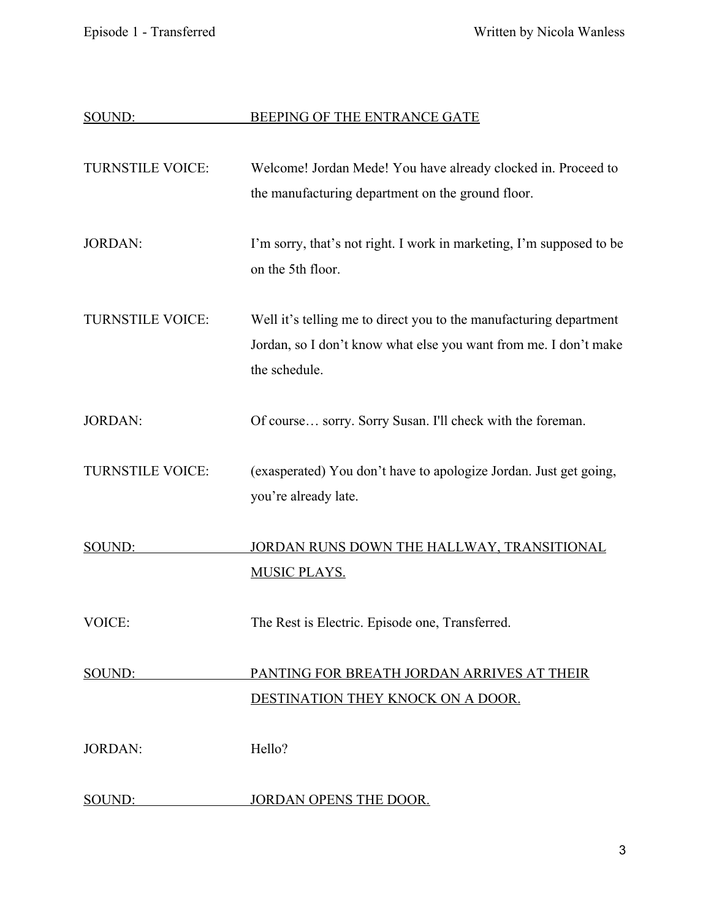SOUND: BEEPING OF THE ENTRANCE GATE

TURNSTILE VOICE: Welcome! Jordan Mede! You have already clocked in. Proceed to the manufacturing department on the ground floor.

JORDAN: I'm sorry, that's not right. I work in marketing, I'm supposed to be on the 5th floor.

TURNSTILE VOICE: Well it's telling me to direct you to the manufacturing department Jordan, so I don't know what else you want from me. I don't make the schedule.

JORDAN: Of course… sorry. Sorry Susan. I'll check with the foreman.

TURNSTILE VOICE: (exasperated) You don't have to apologize Jordan. Just get going, you're already late.

SOUND: JORDAN RUNS DOWN THE HALLWAY, TRANSITIONAL MUSIC PLAYS.

VOICE: The Rest is Electric. Episode one, Transferred.

SOUND: PANTING FOR BREATH JORDAN ARRIVES AT THEIR DESTINATION THEY KNOCK ON A DOOR.

JORDAN: Hello?

SOUND: JORDAN OPENS THE DOOR.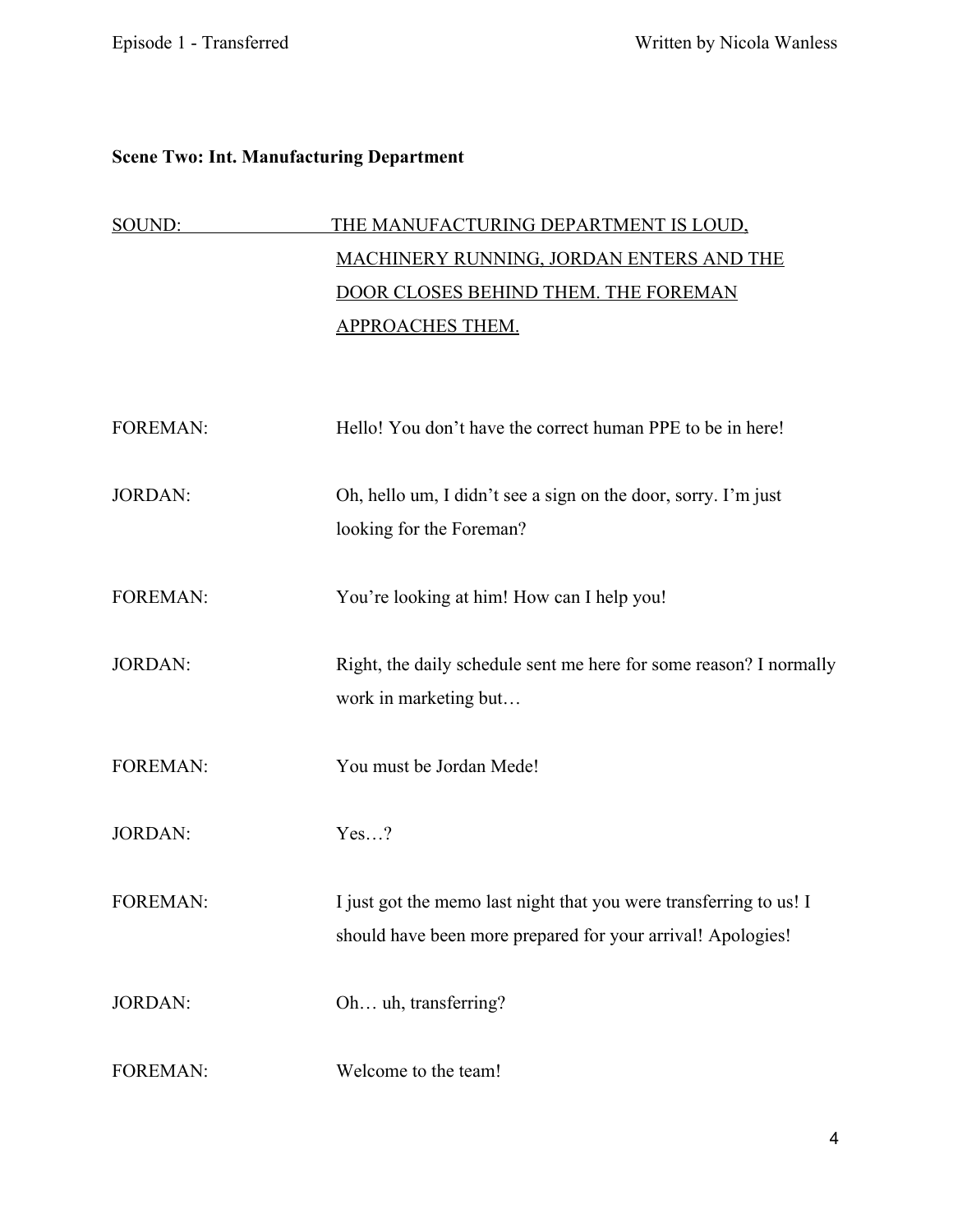**Scene Two: Int. Manufacturing Department**

<u>SOUND:</u> <u>THE MANUFACTURING DEPARTMENT IS LOUD, MACHINERY RUNNING, JORDAN ENTERS AND THE DOOR CLOSES BEHIND THEM. THE FOREMAN APPROACHES THEM.</u>

FOREMAN: Hello! You don't have the correct human PPE to be in here!

JORDAN: Oh, hello um, I didn't see a sign on the door, sorry. I'm just looking for the Foreman?

FOREMAN: You're looking at him! How can I help you!

JORDAN: Right, the daily schedule sent me here for some reason? I normally work in marketing but…

FOREMAN: You must be Jordan Mede!

JORDAN: Yes…?

FOREMAN: I just got the memo last night that you were transferring to us! I should have been more prepared for your arrival! Apologies!

JORDAN: Oh… uh, transferring?

FOREMAN: Welcome to the team!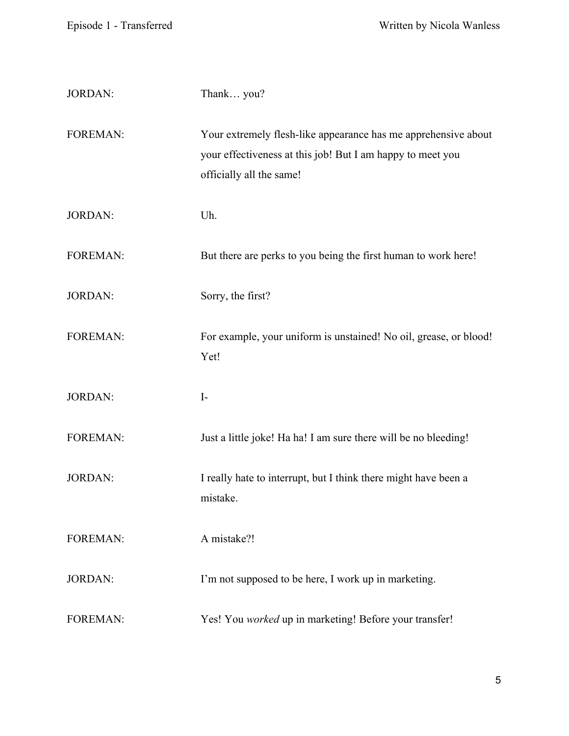JORDAN: Thank… you?

FOREMAN: Your extremely flesh-like appearance has me apprehensive about your effectiveness at this job! But I am happy to meet you officially all the same!

JORDAN: Uh.

FOREMAN: But there are perks to you being the first human to work here!

JORDAN: Sorry, the first?

FOREMAN: For example, your uniform is unstained! No oil, grease, or blood! Yet!

JORDAN: I-

FOREMAN: Just a little joke! Ha ha! I am sure there will be no bleeding!

JORDAN: I really hate to interrupt, but I think there might have been a mistake.

FOREMAN: A mistake?!

JORDAN: I'm not supposed to be here, I work up in marketing.

FOREMAN: Yes! You *worked* up in marketing! Before your transfer!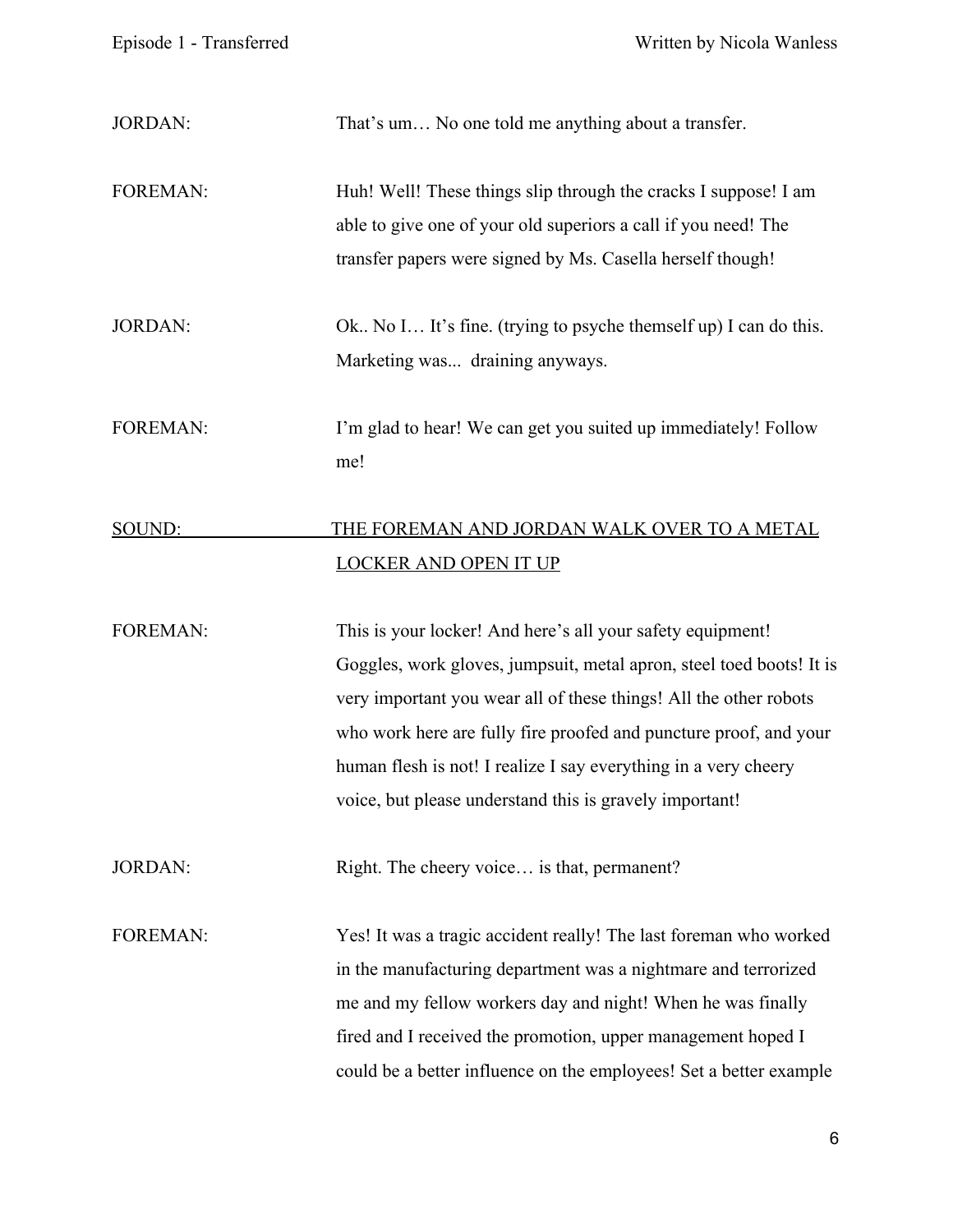JORDAN: That's um… No one told me anything about a transfer.

FOREMAN: Huh! Well! These things slip through the cracks I suppose! I am able to give one of your old superiors a call if you need! The transfer papers were signed by Ms. Casella herself though!

JORDAN: Ok.. No I… It's fine. (trying to psyche themself up) I can do this. Marketing was... draining anyways.

FOREMAN: I'm glad to hear! We can get you suited up immediately! Follow me!

<u>SOUND: THE FOREMAN AND JORDAN WALK OVER TO A METAL LOCKER AND OPEN IT UP</u>

FOREMAN: This is your locker! And here's all your safety equipment! Goggles, work gloves, jumpsuit, metal apron, steel toed boots! It is very important you wear all of these things! All the other robots who work here are fully fire proofed and puncture proof, and your human flesh is not! I realize I say everything in a very cheery voice, but please understand this is gravely important!

JORDAN: Right. The cheery voice… is that, permanent?

FOREMAN: Yes! It was a tragic accident really! The last foreman who worked in the manufacturing department was a nightmare and terrorized me and my fellow workers day and night! When he was finally fired and I received the promotion, upper management hoped I could be a better influence on the employees! Set a better example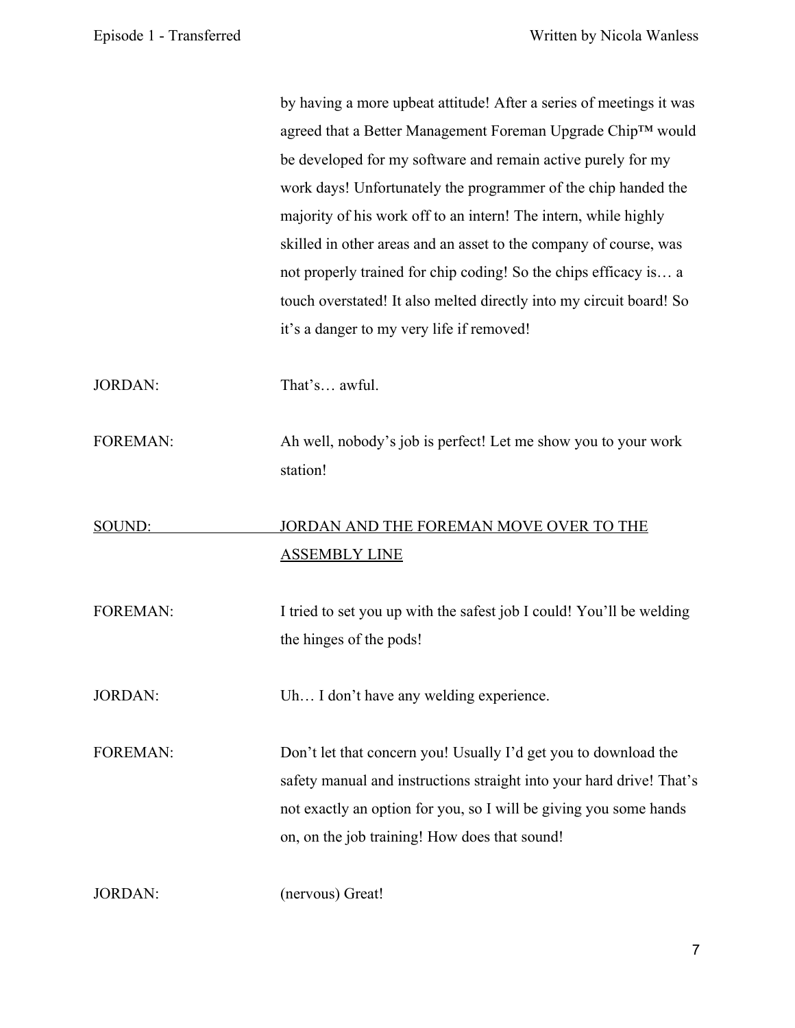by having a more upbeat attitude! After a series of meetings it was agreed that a Better Management Foreman Upgrade Chip™ would be developed for my software and remain active purely for my work days! Unfortunately the programmer of the chip handed the majority of his work off to an intern! The intern, while highly skilled in other areas and an asset to the company of course, was not properly trained for chip coding! So the chips efficacy is… a touch overstated! It also melted directly into my circuit board! So it's a danger to my very life if removed!

JORDAN: That's… awful.

FOREMAN: Ah well, nobody's job is perfect! Let me show you to your work station!

<u>SOUND: JORDAN AND THE FOREMAN MOVE OVER TO THE ASSEMBLY LINE</u>

FOREMAN: I tried to set you up with the safest job I could! You'll be welding the hinges of the pods!

JORDAN: Uh… I don't have any welding experience.

FOREMAN: Don't let that concern you! Usually I'd get you to download the safety manual and instructions straight into your hard drive! That's not exactly an option for you, so I will be giving you some hands on, on the job training! How does that sound!

JORDAN: (nervous) Great!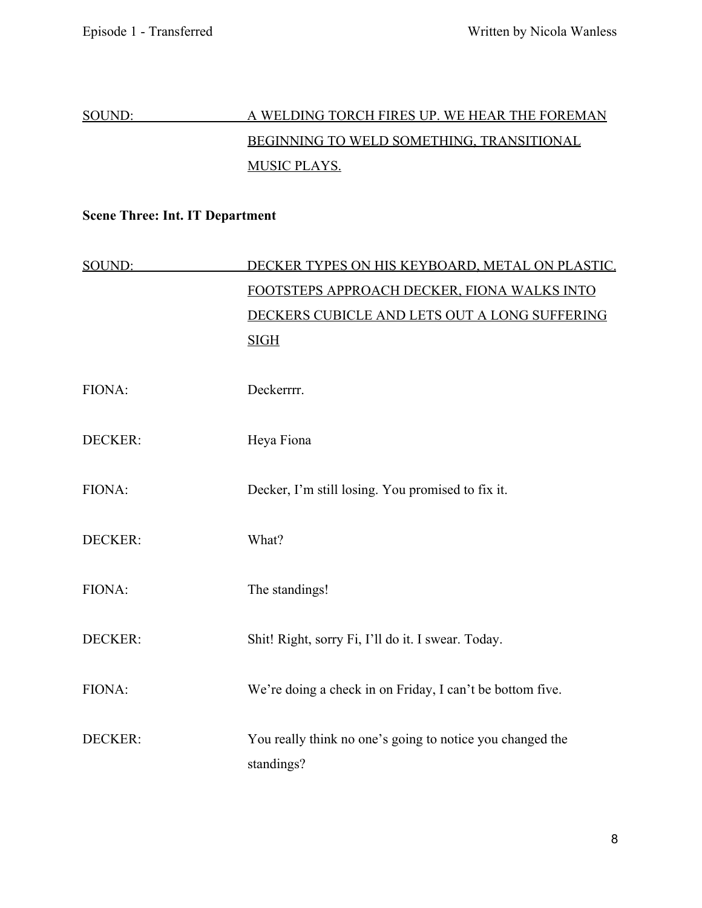SOUND: A WELDING TORCH FIRES UP. WE HEAR THE FOREMAN BEGINNING TO WELD SOMETHING, TRANSITIONAL MUSIC PLAYS.

**Scene Three: Int. IT Department**

SOUND: DECKER TYPES ON HIS KEYBOARD, METAL ON PLASTIC. FOOTSTEPS APPROACH DECKER, FIONA WALKS INTO DECKERS CUBICLE AND LETS OUT A LONG SUFFERING SIGH

FIONA: Deckerrrr.

DECKER: Heya Fiona

FIONA: Decker, I'm still losing. You promised to fix it.

DECKER: What?

FIONA: The standings!

DECKER: Shit! Right, sorry Fi, I'll do it. I swear. Today.

FIONA: We're doing a check in on Friday, I can't be bottom five.

DECKER: You really think no one's going to notice you changed the standings?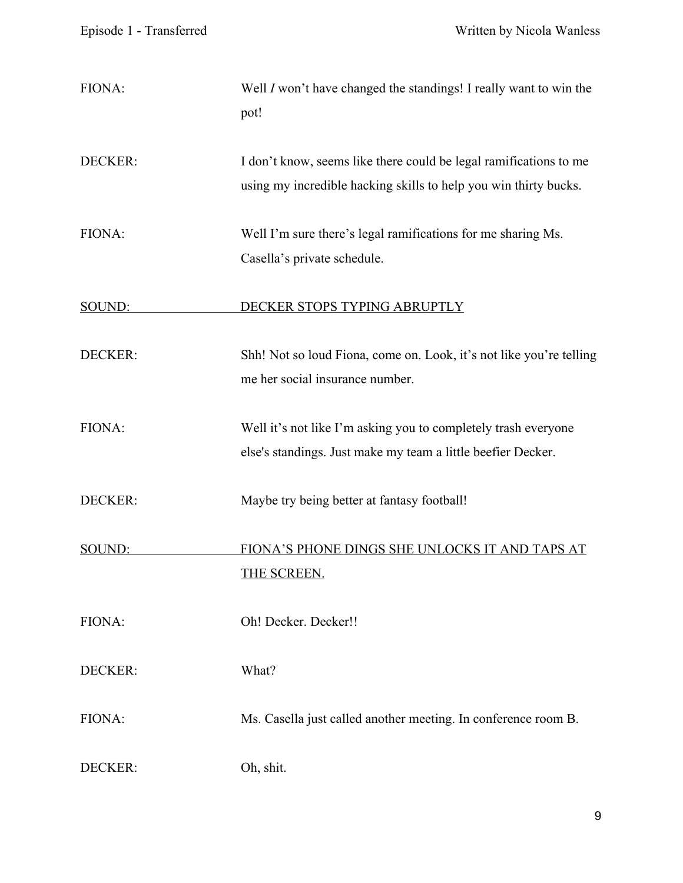FIONA: Well *I* won't have changed the standings! I really want to win the pot!

DECKER: I don't know, seems like there could be legal ramifications to me using my incredible hacking skills to help you win thirty bucks.

FIONA: Well I'm sure there's legal ramifications for me sharing Ms. Casella's private schedule.

<u>SOUND: DECKER STOPS TYPING ABRUPTLY</u>

DECKER: Shh! Not so loud Fiona, come on. Look, it's not like you're telling me her social insurance number.

FIONA: Well it's not like I'm asking you to completely trash everyone else's standings. Just make my team a little beefier Decker.

DECKER: Maybe try being better at fantasy football!

<u>SOUND: FIONA'S PHONE DINGS SHE UNLOCKS IT AND TAPS AT THE SCREEN.</u>

FIONA: Oh! Decker. Decker!!

DECKER: What?

FIONA: Ms. Casella just called another meeting. In conference room B.

DECKER: Oh, shit.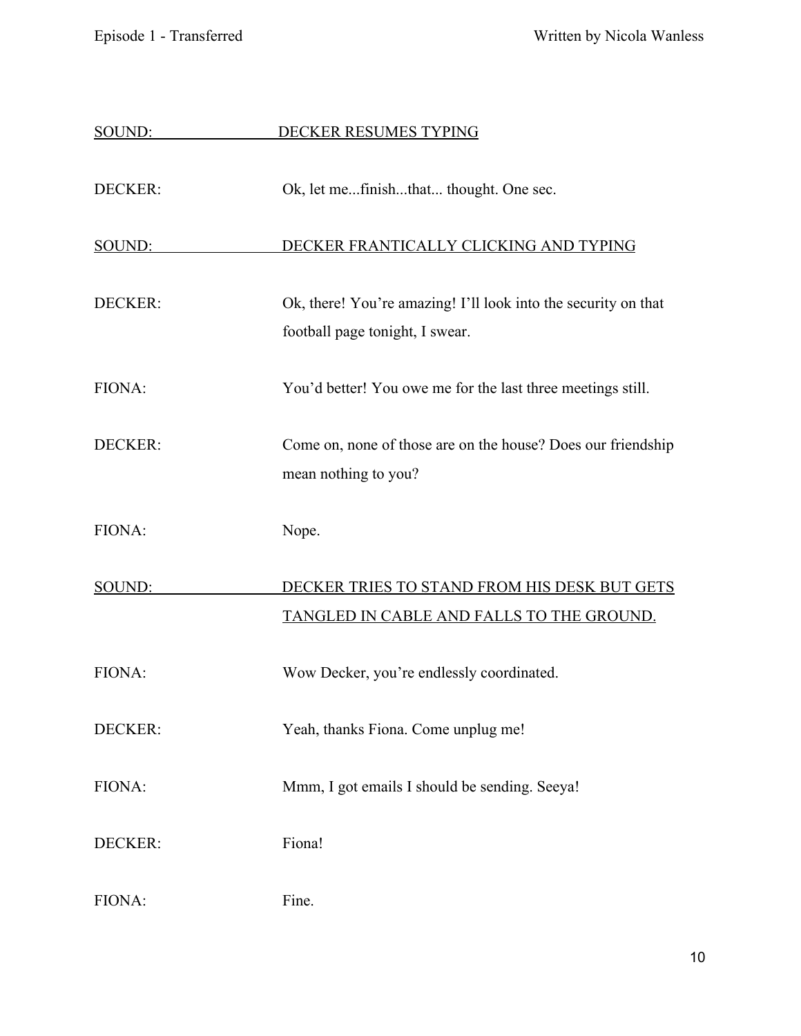<u>SOUND: DECKER RESUMES TYPING</u>

DECKER: Ok, let me...finish...that... thought. One sec.

<u>SOUND: DECKER FRANTICALLY CLICKING AND TYPING</u>

DECKER: Ok, there! You're amazing! I'll look into the security on that football page tonight, I swear.

FIONA: You'd better! You owe me for the last three meetings still.

DECKER: Come on, none of those are on the house? Does our friendship mean nothing to you?

FIONA: Nope.

<u>SOUND: DECKER TRIES TO STAND FROM HIS DESK BUT GETS TANGLED IN CABLE AND FALLS TO THE GROUND.</u>

FIONA: Wow Decker, you're endlessly coordinated.

DECKER: Yeah, thanks Fiona. Come unplug me!

FIONA: Mmm, I got emails I should be sending. Seeya!

DECKER: Fiona!

FIONA: Fine.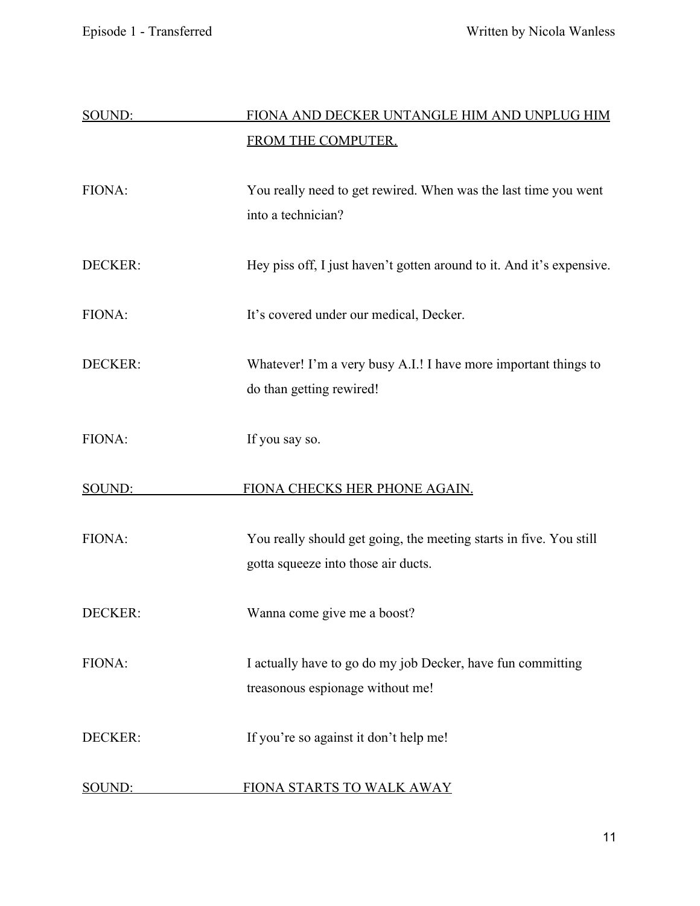SOUND: <u>FIONA AND DECKER UNTANGLE HIM AND UNPLUG HIM FROM THE COMPUTER.</u>

FIONA: You really need to get rewired. When was the last time you went into a technician?

DECKER: Hey piss off, I just haven't gotten around to it. And it's expensive.

FIONA: It's covered under our medical, Decker.

DECKER: Whatever! I'm a very busy A.I.! I have more important things to do than getting rewired!

FIONA: If you say so.

SOUND: <u>FIONA CHECKS HER PHONE AGAIN.</u>

FIONA: You really should get going, the meeting starts in five. You still gotta squeeze into those air ducts.

DECKER: Wanna come give me a boost?

FIONA: I actually have to go do my job Decker, have fun committing treasonous espionage without me!

DECKER: If you're so against it don't help me!

SOUND: <u>FIONA STARTS TO WALK AWAY</u>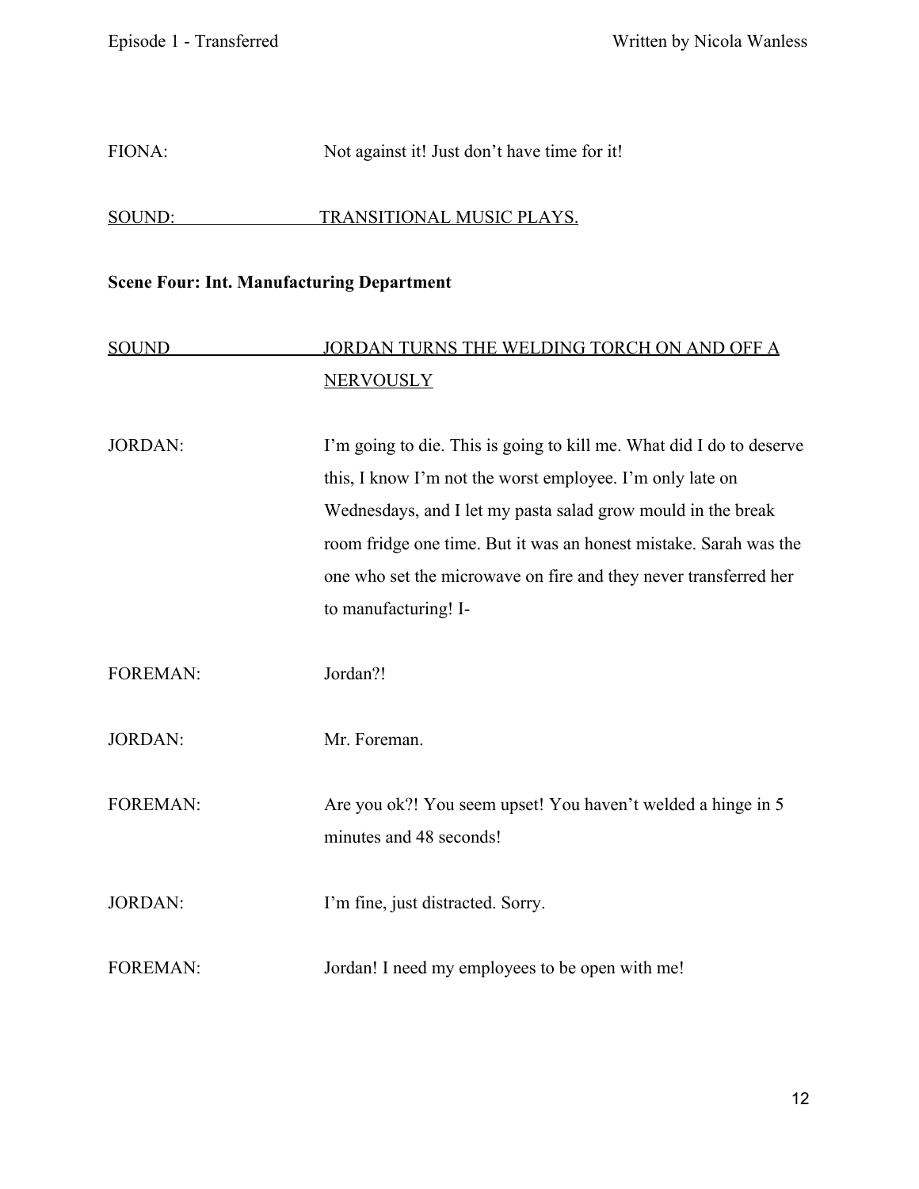FIONA: Not against it! Just don't have time for it!

<u>SOUND: TRANSITIONAL MUSIC PLAYS.</u>

**Scene Four: Int. Manufacturing Department**

<u>SOUND JORDAN TURNS THE WELDING TORCH ON AND OFF A NERVOUSLY</u>

JORDAN: I'm going to die. This is going to kill me. What did I do to deserve this, I know I'm not the worst employee. I'm only late on Wednesdays, and I let my pasta salad grow mould in the break room fridge one time. But it was an honest mistake. Sarah was the one who set the microwave on fire and they never transferred her to manufacturing! I-

FOREMAN: Jordan?!

JORDAN: Mr. Foreman.

FOREMAN: Are you ok?! You seem upset! You haven't welded a hinge in 5 minutes and 48 seconds!

JORDAN: I'm fine, just distracted. Sorry.

FOREMAN: Jordan! I need my employees to be open with me!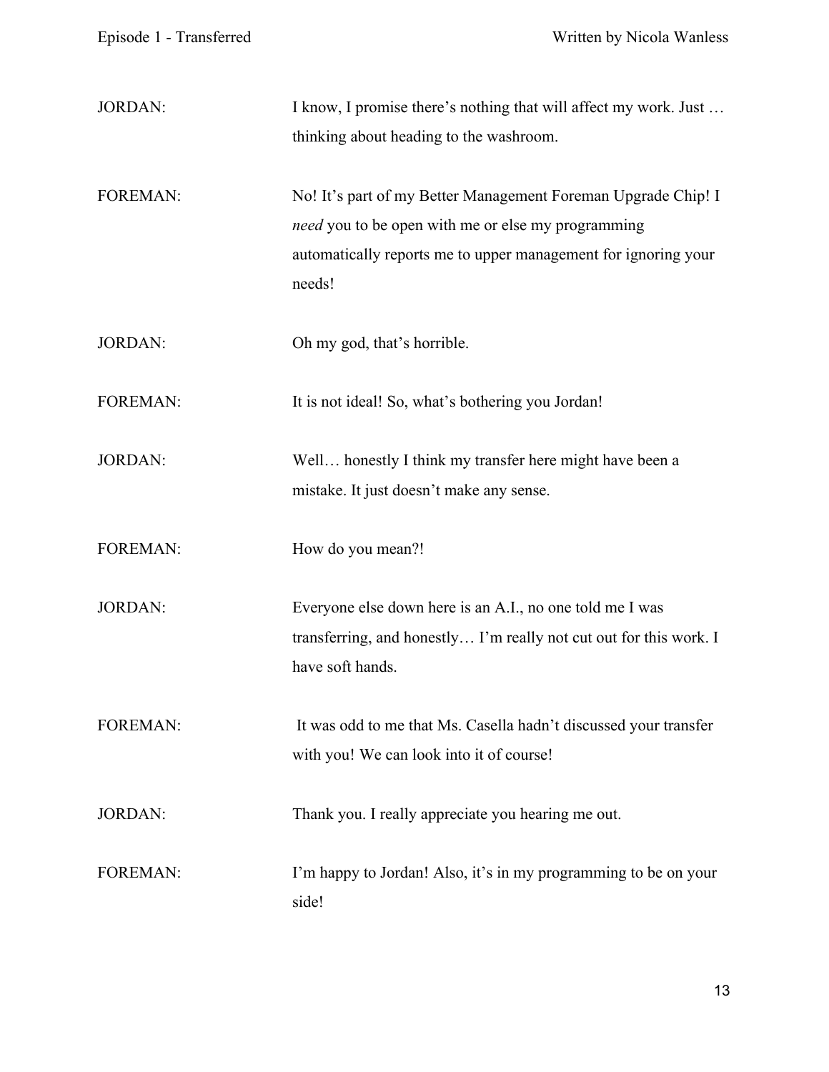JORDAN: I know, I promise there's nothing that will affect my work. Just … thinking about heading to the washroom.

FOREMAN: No! It's part of my Better Management Foreman Upgrade Chip! I *need* you to be open with me or else my programming automatically reports me to upper management for ignoring your needs!

JORDAN: Oh my god, that's horrible.

FOREMAN: It is not ideal! So, what's bothering you Jordan!

JORDAN: Well… honestly I think my transfer here might have been a mistake. It just doesn't make any sense.

FOREMAN: How do you mean?!

JORDAN: Everyone else down here is an A.I., no one told me I was transferring, and honestly… I'm really not cut out for this work. I have soft hands.

FOREMAN: It was odd to me that Ms. Casella hadn't discussed your transfer with you! We can look into it of course!

JORDAN: Thank you. I really appreciate you hearing me out.

FOREMAN: I'm happy to Jordan! Also, it's in my programming to be on your side!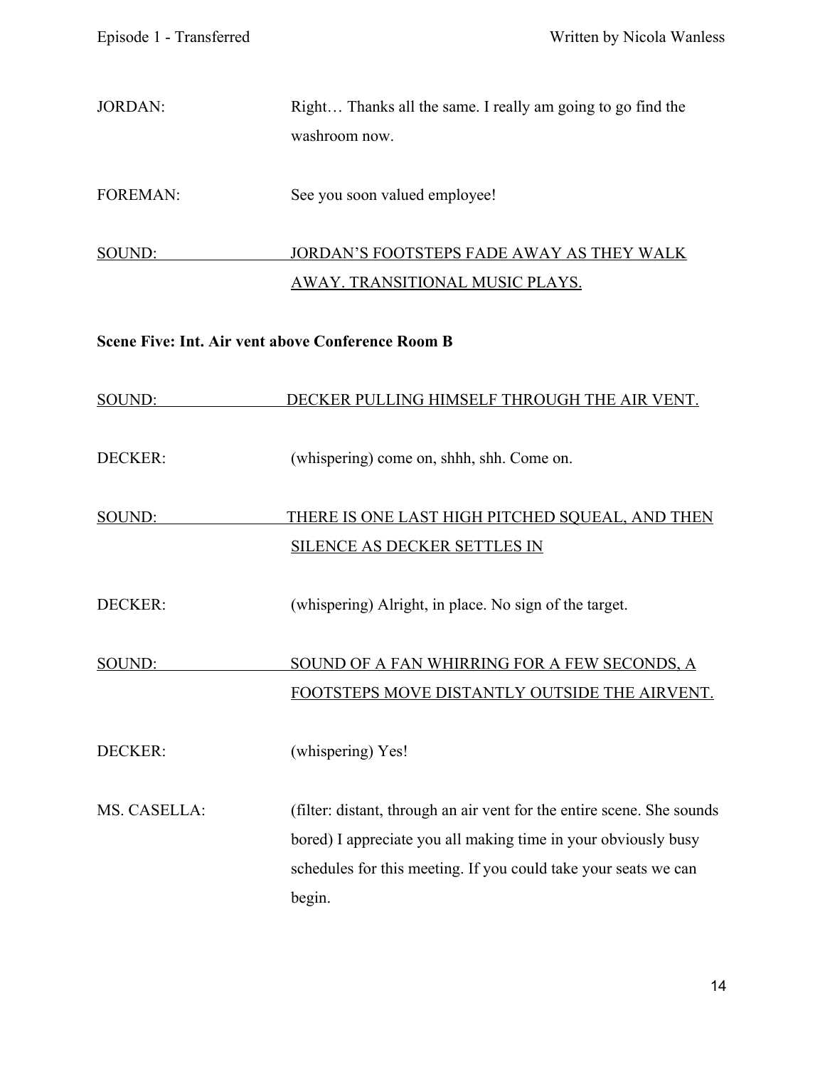JORDAN: Right… Thanks all the same. I really am going to go find the washroom now.

FOREMAN: See you soon valued employee!

<u>SOUND: JORDAN'S FOOTSTEPS FADE AWAY AS THEY WALK AWAY. TRANSITIONAL MUSIC PLAYS.</u>

**Scene Five: Int. Air vent above Conference Room B**

<u>SOUND: DECKER PULLING HIMSELF THROUGH THE AIR VENT.</u>

DECKER: (whispering) come on, shhh, shh. Come on.

<u>SOUND: THERE IS ONE LAST HIGH PITCHED SQUEAL, AND THEN SILENCE AS DECKER SETTLES IN</u>

DECKER: (whispering) Alright, in place. No sign of the target.

<u>SOUND: SOUND OF A FAN WHIRRING FOR A FEW SECONDS, A FOOTSTEPS MOVE DISTANTLY OUTSIDE THE AIRVENT.</u>

DECKER: (whispering) Yes!

MS. CASELLA: (filter: distant, through an air vent for the entire scene. She sounds bored) I appreciate you all making time in your obviously busy schedules for this meeting. If you could take your seats we can begin.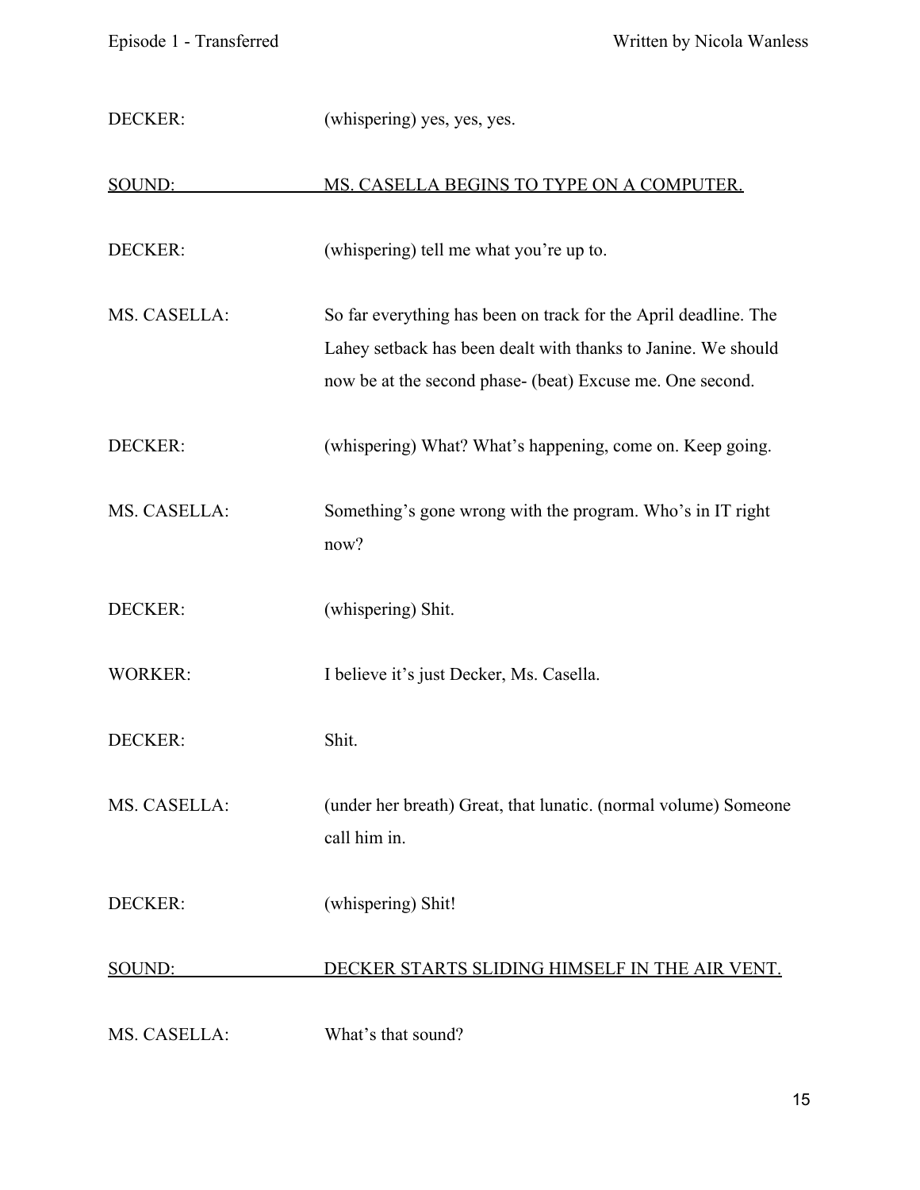DECKER: (whispering) yes, yes, yes.

<u>SOUND: MS. CASELLA BEGINS TO TYPE ON A COMPUTER.</u>

DECKER: (whispering) tell me what you're up to.

MS. CASELLA: So far everything has been on track for the April deadline. The Lahey setback has been dealt with thanks to Janine. We should now be at the second phase- (beat) Excuse me. One second.

DECKER: (whispering) What? What's happening, come on. Keep going.

MS. CASELLA: Something's gone wrong with the program. Who's in IT right now?

DECKER: (whispering) Shit.

WORKER: I believe it's just Decker, Ms. Casella.

DECKER: Shit.

MS. CASELLA: (under her breath) Great, that lunatic. (normal volume) Someone call him in.

DECKER: (whispering) Shit!

<u>SOUND: DECKER STARTS SLIDING HIMSELF IN THE AIR VENT.</u>

MS. CASELLA: What's that sound?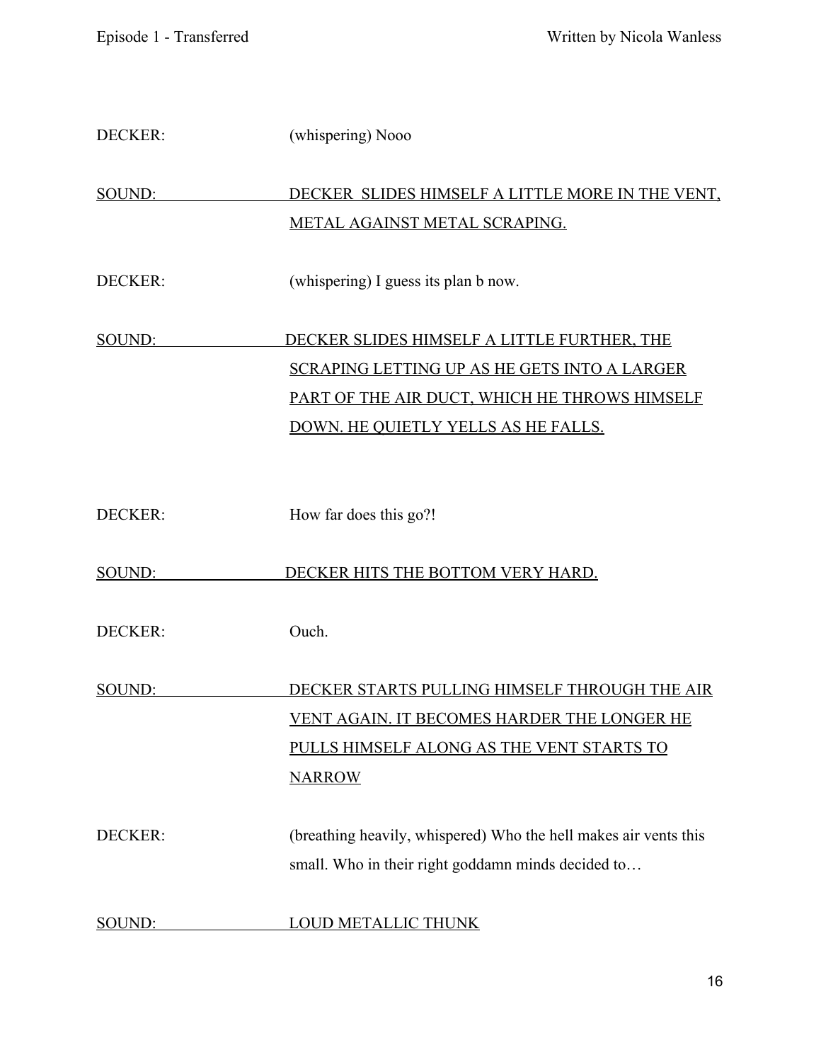DECKER: (whispering) Nooo

SOUND: DECKER SLIDES HIMSELF A LITTLE MORE IN THE VENT, METAL AGAINST METAL SCRAPING.

DECKER: (whispering) I guess its plan b now.

SOUND: DECKER SLIDES HIMSELF A LITTLE FURTHER, THE SCRAPING LETTING UP AS HE GETS INTO A LARGER PART OF THE AIR DUCT, WHICH HE THROWS HIMSELF DOWN. HE QUIETLY YELLS AS HE FALLS.

DECKER: How far does this go?!

SOUND: DECKER HITS THE BOTTOM VERY HARD.

DECKER: Ouch.

SOUND: DECKER STARTS PULLING HIMSELF THROUGH THE AIR VENT AGAIN. IT BECOMES HARDER THE LONGER HE PULLS HIMSELF ALONG AS THE VENT STARTS TO NARROW

DECKER: (breathing heavily, whispered) Who the hell makes air vents this small. Who in their right goddamn minds decided to…

SOUND: LOUD METALLIC THUNK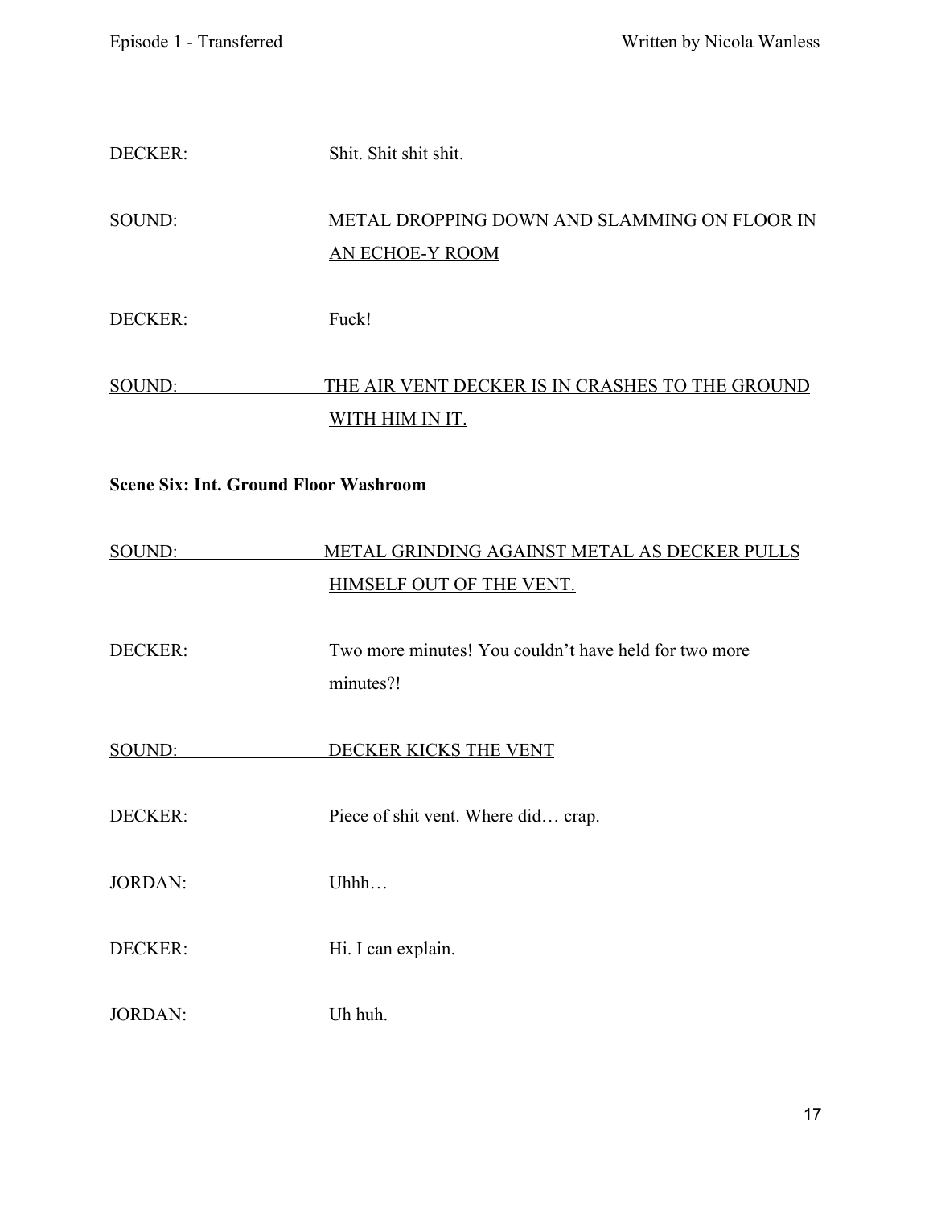DECKER: Shit. Shit shit shit.

SOUND: METAL DROPPING DOWN AND SLAMMING ON FLOOR IN AN ECHOE-Y ROOM

DECKER: Fuck!

SOUND: THE AIR VENT DECKER IS IN CRASHES TO THE GROUND WITH HIM IN IT.

**Scene Six: Int. Ground Floor Washroom**

SOUND: METAL GRINDING AGAINST METAL AS DECKER PULLS HIMSELF OUT OF THE VENT.

DECKER: Two more minutes! You couldn't have held for two more minutes?!

SOUND: DECKER KICKS THE VENT

DECKER: Piece of shit vent. Where did… crap.

JORDAN: Uhhh…

DECKER: Hi. I can explain.

JORDAN: Uh huh.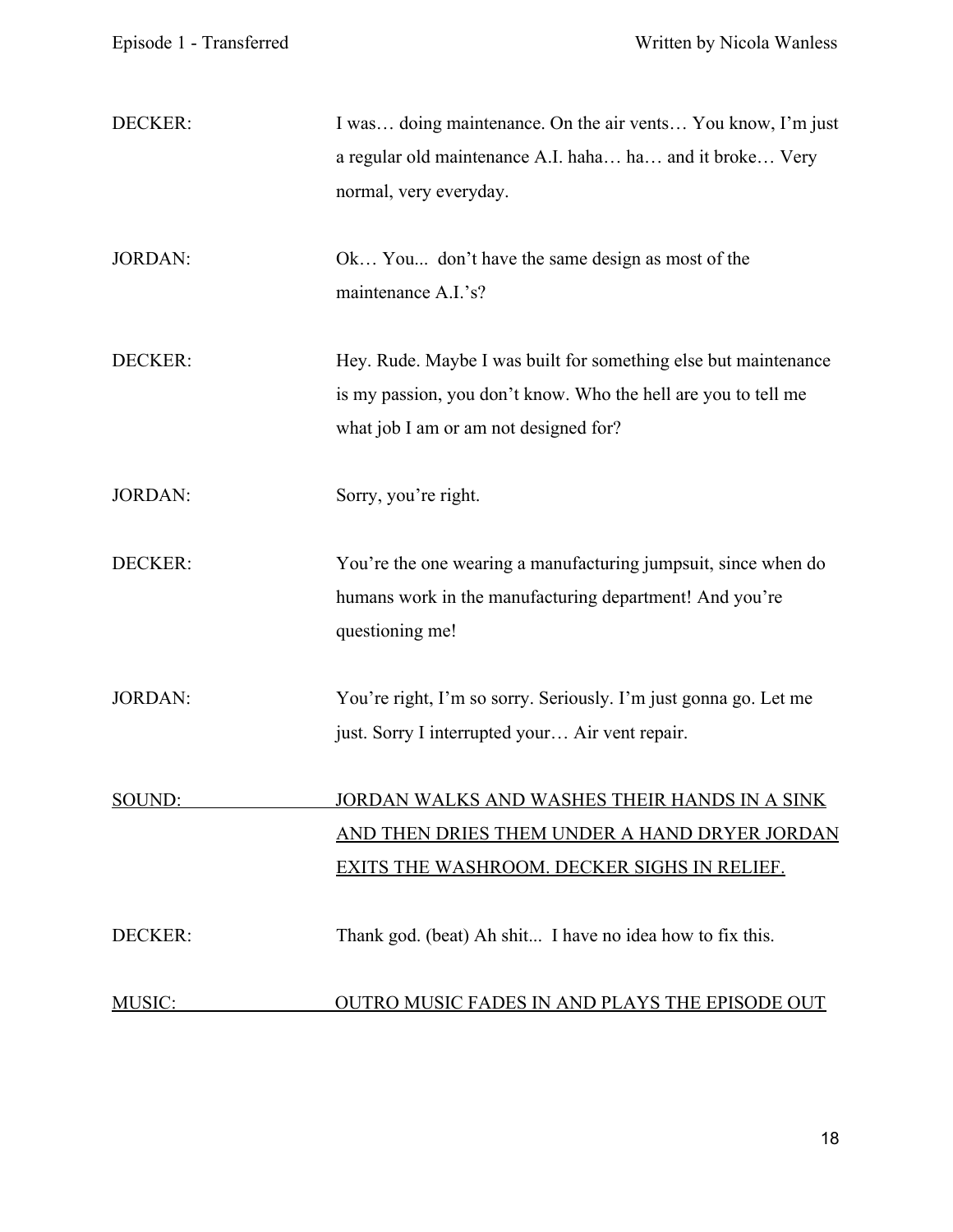DECKER: I was… doing maintenance. On the air vents… You know, I'm just a regular old maintenance A.I. haha… ha… and it broke… Very normal, very everyday.

JORDAN: Ok… You... don't have the same design as most of the maintenance A.I.'s?

DECKER: Hey. Rude. Maybe I was built for something else but maintenance is my passion, you don't know. Who the hell are you to tell me what job I am or am not designed for?

JORDAN: Sorry, you're right.

DECKER: You're the one wearing a manufacturing jumpsuit, since when do humans work in the manufacturing department! And you're questioning me!

JORDAN: You're right, I'm so sorry. Seriously. I'm just gonna go. Let me just. Sorry I interrupted your… Air vent repair.

<u>SOUND: JORDAN WALKS AND WASHES THEIR HANDS IN A SINK AND THEN DRIES THEM UNDER A HAND DRYER JORDAN EXITS THE WASHROOM. DECKER SIGHS IN RELIEF.</u>

DECKER: Thank god. (beat) Ah shit... I have no idea how to fix this.

<u>MUSIC: OUTRO MUSIC FADES IN AND PLAYS THE EPISODE OUT</u>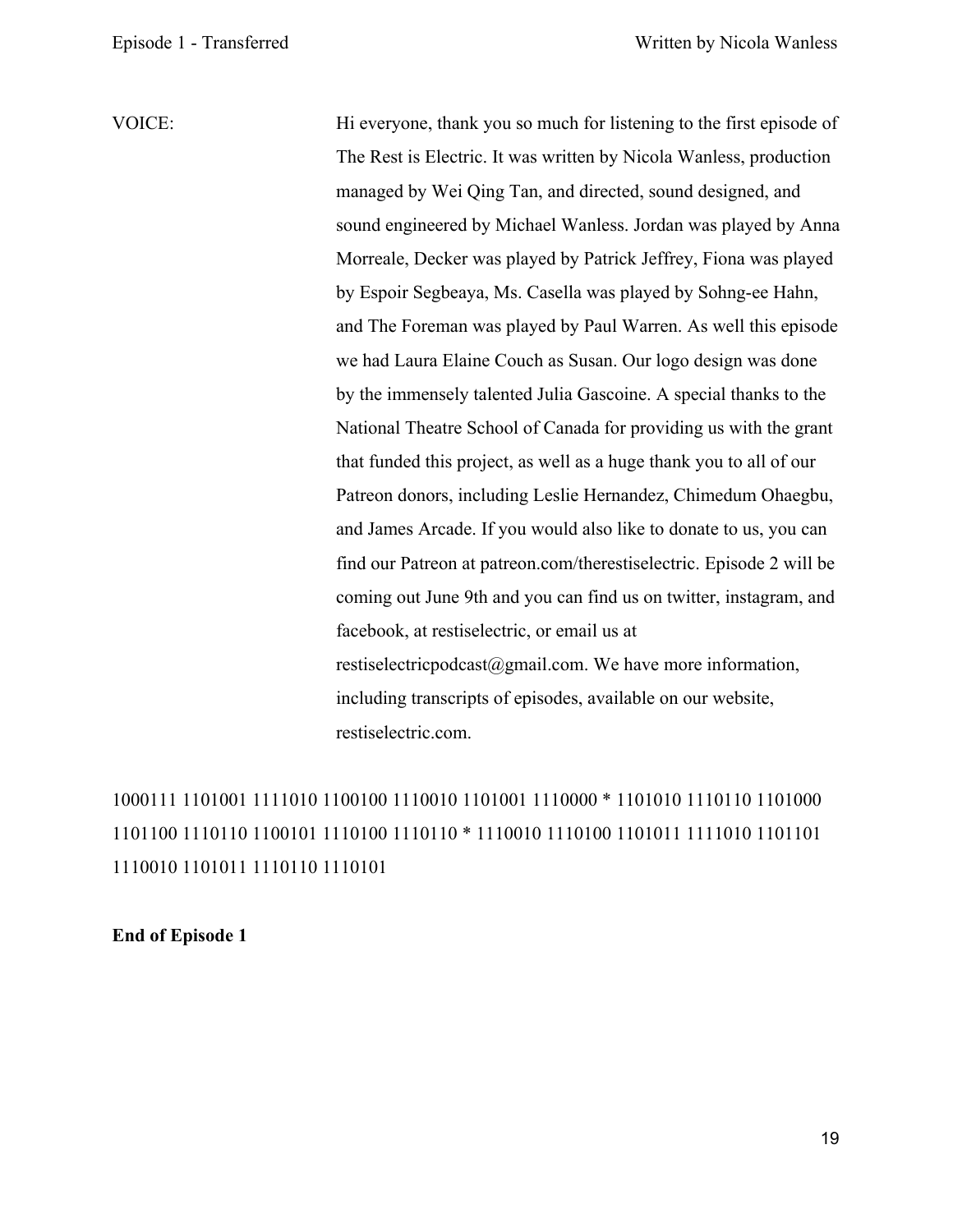VOICE: Hi everyone, thank you so much for listening to the first episode of The Rest is Electric. It was written by Nicola Wanless, production managed by Wei Qing Tan, and directed, sound designed, and sound engineered by Michael Wanless. Jordan was played by Anna Morreale, Decker was played by Patrick Jeffrey, Fiona was played by Espoir Segbeaya, Ms. Casella was played by Sohng-ee Hahn, and The Foreman was played by Paul Warren. As well this episode we had Laura Elaine Couch as Susan. Our logo design was done by the immensely talented Julia Gascoine. A special thanks to the National Theatre School of Canada for providing us with the grant that funded this project, as well as a huge thank you to all of our Patreon donors, including Leslie Hernandez, Chimedum Ohaegbu, and James Arcade. If you would also like to donate to us, you can find our Patreon at patreon.com/therestiselectric. Episode 2 will be coming out June 9th and you can find us on twitter, instagram, and facebook, at restiselectric, or email us at restiselectricpodcast@gmail.com. We have more information, including transcripts of episodes, available on our website, restiselectric.com.

1000111 1101001 1111010 1100100 1110010 1101001 1110000 * 1101010 1110110 1101000 1101100 1110110 1100101 1110100 1110110 * 1110010 1110100 1101011 1111010 1101101 1110010 1101011 1110110 1110101

**End of Episode 1**